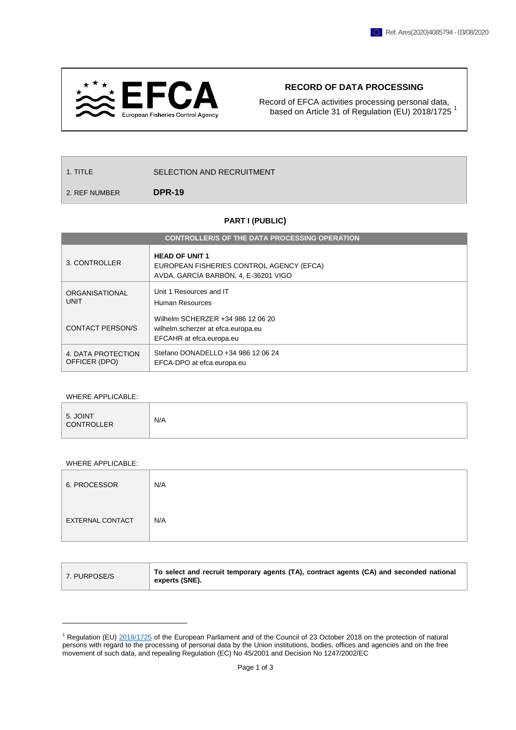Ref. Ares(2020)4085794 - 03/08/2020

| EFCA European Fisheries Control Agency | **RECORD OF DATA PROCESSING**<br>Record of EFCA activities processing personal data, based on Article 31 of Regulation (EU) 2018/1725 [1] |
|---|---|

| | |
|---|---|
| 1. TITLE | SELECTION AND RECRUITMENT |
| 2. REF NUMBER | **DPR-19** |

## PART I (PUBLIC)

| **CONTROLLER/S OF THE DATA PROCESSING OPERATION** | |
|---|---|
| 3. CONTROLLER | **HEAD OF UNIT 1**<br>EUROPEAN FISHERIES CONTROL AGENCY (EFCA)<br>AVDA. GARCÍA BARBÓN, 4, E-36201 VIGO |
| ORGANISATIONAL UNIT | Unit 1 Resources and IT<br>Human Resources |
| CONTACT PERSON/S | Wilhelm SCHERZER +34 986 12 06 20<br>wilhelm.scherzer at efca.europa.eu<br>EFCAHR at efca.europa.eu |
| 4. DATA PROTECTION OFFICER (DPO) | Stefano DONADELLO +34 986 12 06 24<br>EFCA-DPO at efca.europa.eu |

WHERE APPLICABLE:

| | |
|---|---|
| 5. JOINT CONTROLLER | N/A |

WHERE APPLICABLE:

| | |
|---|---|
| 6. PROCESSOR | N/A |
| EXTERNAL CONTACT | N/A |

| | |
|---|---|
| 7. PURPOSE/S | **To select and recruit temporary agents (TA), contract agents (CA) and seconded national experts (SNE).** |

[1] Regulation (EU) 2018/1725 of the European Parliament and of the Council of 23 October 2018 on the protection of natural persons with regard to the processing of personal data by the Union institutions, bodies, offices and agencies and on the free movement of such data, and repealing Regulation (EC) No 45/2001 and Decision No 1247/2002/EC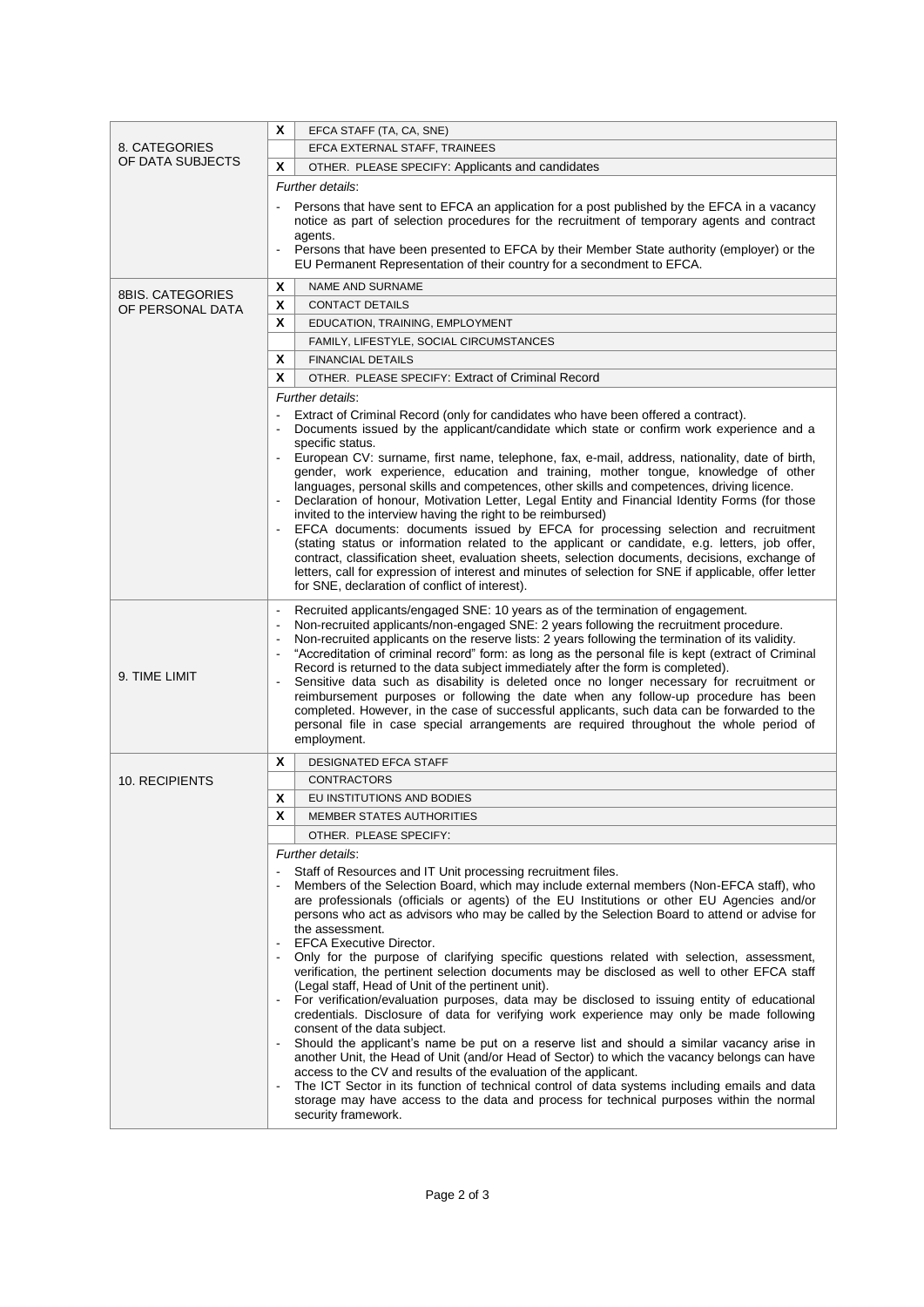| Section | | |
|---|---|---|
| 8. CATEGORIES OF DATA SUBJECTS | X | EFCA STAFF (TA, CA, SNE) |
| | | EFCA EXTERNAL STAFF, TRAINEES |
| | X | OTHER. PLEASE SPECIFY: Applicants and candidates |
| | *Further details*:<br>- Persons that have sent to EFCA an application for a post published by the EFCA in a vacancy notice as part of selection procedures for the recruitment of temporary agents and contract agents.<br>- Persons that have been presented to EFCA by their Member State authority (employer) or the EU Permanent Representation of their country for a secondment to EFCA. | |
| 8BIS. CATEGORIES OF PERSONAL DATA | X | NAME AND SURNAME |
| | X | CONTACT DETAILS |
| | X | EDUCATION, TRAINING, EMPLOYMENT |
| | | FAMILY, LIFESTYLE, SOCIAL CIRCUMSTANCES |
| | X | FINANCIAL DETAILS |
| | X | OTHER. PLEASE SPECIFY: Extract of Criminal Record |
| | *Further details*:<br>- Extract of Criminal Record (only for candidates who have been offered a contract).<br>- Documents issued by the applicant/candidate which state or confirm work experience and a specific status.<br>- European CV: surname, first name, telephone, fax, e-mail, address, nationality, date of birth, gender, work experience, education and training, mother tongue, knowledge of other languages, personal skills and competences, other skills and competences, driving licence.<br>- Declaration of honour, Motivation Letter, Legal Entity and Financial Identity Forms (for those invited to the interview having the right to be reimbursed)<br>- EFCA documents: documents issued by EFCA for processing selection and recruitment (stating status or information related to the applicant or candidate, e.g. letters, job offer, contract, classification sheet, evaluation sheets, selection documents, decisions, exchange of letters, call for expression of interest and minutes of selection for SNE if applicable, offer letter for SNE, declaration of conflict of interest). | |
| 9. TIME LIMIT | - Recruited applicants/engaged SNE: 10 years as of the termination of engagement.<br>- Non-recruited applicants/non-engaged SNE: 2 years following the recruitment procedure.<br>- Non-recruited applicants on the reserve lists: 2 years following the termination of its validity.<br>- "Accreditation of criminal record" form: as long as the personal file is kept (extract of Criminal Record is returned to the data subject immediately after the form is completed).<br>- Sensitive data such as disability is deleted once no longer necessary for recruitment or reimbursement purposes or following the date when any follow-up procedure has been completed. However, in the case of successful applicants, such data can be forwarded to the personal file in case special arrangements are required throughout the whole period of employment. | |
| 10. RECIPIENTS | X | DESIGNATED EFCA STAFF |
| | | CONTRACTORS |
| | X | EU INSTITUTIONS AND BODIES |
| | X | MEMBER STATES AUTHORITIES |
| | | OTHER. PLEASE SPECIFY: |
| | *Further details*:<br>- Staff of Resources and IT Unit processing recruitment files.<br>- Members of the Selection Board, which may include external members (Non-EFCA staff), who are professionals (officials or agents) of the EU Institutions or other EU Agencies and/or persons who act as advisors who may be called by the Selection Board to attend or advise for the assessment.<br>- EFCA Executive Director.<br>- Only for the purpose of clarifying specific questions related with selection, assessment, verification, the pertinent selection documents may be disclosed as well to other EFCA staff (Legal staff, Head of Unit of the pertinent unit).<br>- For verification/evaluation purposes, data may be disclosed to issuing entity of educational credentials. Disclosure of data for verifying work experience may only be made following consent of the data subject.<br>- Should the applicant's name be put on a reserve list and should a similar vacancy arise in another Unit, the Head of Unit (and/or Head of Sector) to which the vacancy belongs can have access to the CV and results of the evaluation of the applicant.<br>- The ICT Sector in its function of technical control of data systems including emails and data storage may have access to the data and process for technical purposes within the normal security framework. | |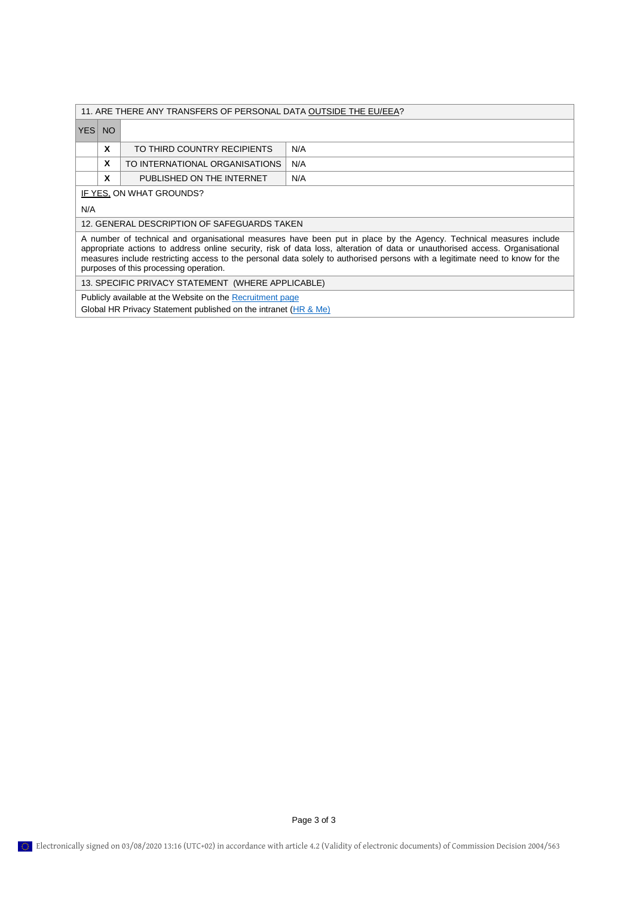| 11. ARE THERE ANY TRANSFERS OF PERSONAL DATA OUTSIDE THE EU/EEA? | | | |
|---|---|---|---|
| YES | NO | | |
| | X | TO THIRD COUNTRY RECIPIENTS | N/A |
| | X | TO INTERNATIONAL ORGANISATIONS | N/A |
| | X | PUBLISHED ON THE INTERNET | N/A |

IF YES, ON WHAT GROUNDS?

N/A

**12. GENERAL DESCRIPTION OF SAFEGUARDS TAKEN**

A number of technical and organisational measures have been put in place by the Agency. Technical measures include appropriate actions to address online security, risk of data loss, alteration of data or unauthorised access. Organisational measures include restricting access to the personal data solely to authorised persons with a legitimate need to know for the purposes of this processing operation.

**13. SPECIFIC PRIVACY STATEMENT (WHERE APPLICABLE)**

Publicly available at the Website on the Recruitment page

Global HR Privacy Statement published on the intranet (HR & Me)

Electronically signed on 03/08/2020 13:16 (UTC+02) in accordance with article 4.2 (Validity of electronic documents) of Commission Decision 2004/563